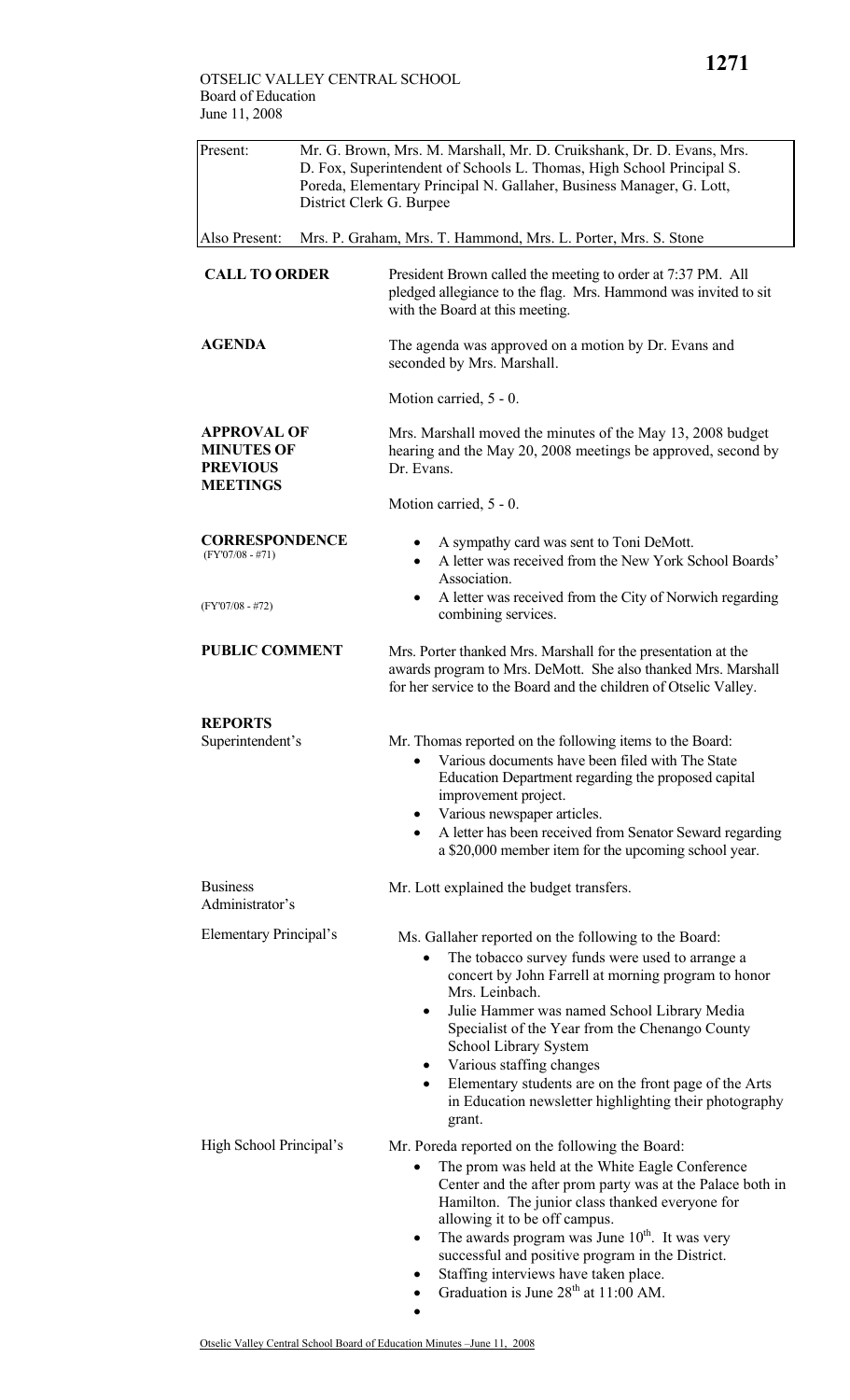# OTSELIC VALLEY CENTRAL SCHOOL
Board of Education
June 11, 2008

| | |
|---|---|
| Present: | Mr. G. Brown, Mrs. M. Marshall, Mr. D. Cruikshank, Dr. D. Evans, Mrs. D. Fox, Superintendent of Schools L. Thomas, High School Principal S. Poreda, Elementary Principal N. Gallaher, Business Manager, G. Lott, District Clerk G. Burpee |
| Also Present: | Mrs. P. Graham, Mrs. T. Hammond, Mrs. L. Porter, Mrs. S. Stone |

**CALL TO ORDER**

President Brown called the meeting to order at 7:37 PM. All pledged allegiance to the flag. Mrs. Hammond was invited to sit with the Board at this meeting.

**AGENDA**

The agenda was approved on a motion by Dr. Evans and seconded by Mrs. Marshall.

Motion carried, 5 - 0.

**APPROVAL OF MINUTES OF PREVIOUS MEETINGS**

Mrs. Marshall moved the minutes of the May 13, 2008 budget hearing and the May 20, 2008 meetings be approved, second by Dr. Evans.

Motion carried, 5 - 0.

**CORRESPONDENCE**

- A sympathy card was sent to Toni DeMott.
- (FY'07/08 - #71) A letter was received from the New York School Boards' Association.
- (FY'07/08 - #72) A letter was received from the City of Norwich regarding combining services.

**PUBLIC COMMENT**

Mrs. Porter thanked Mrs. Marshall for the presentation at the awards program to Mrs. DeMott. She also thanked Mrs. Marshall for her service to the Board and the children of Otselic Valley.

**REPORTS**

Superintendent's

Mr. Thomas reported on the following items to the Board:

- Various documents have been filed with The State Education Department regarding the proposed capital improvement project.
- Various newspaper articles.
- A letter has been received from Senator Seward regarding a $20,000 member item for the upcoming school year.

Business Administrator's

Mr. Lott explained the budget transfers.

Elementary Principal's

Ms. Gallaher reported on the following to the Board:

- The tobacco survey funds were used to arrange a concert by John Farrell at morning program to honor Mrs. Leinbach.
- Julie Hammer was named School Library Media Specialist of the Year from the Chenango County School Library System
- Various staffing changes
- Elementary students are on the front page of the Arts in Education newsletter highlighting their photography grant.

High School Principal's

Mr. Poreda reported on the following the Board:

- The prom was held at the White Eagle Conference Center and the after prom party was at the Palace both in Hamilton. The junior class thanked everyone for allowing it to be off campus.
- The awards program was June 10th. It was very successful and positive program in the District.
- Staffing interviews have taken place.
- Graduation is June 28th at 11:00 AM.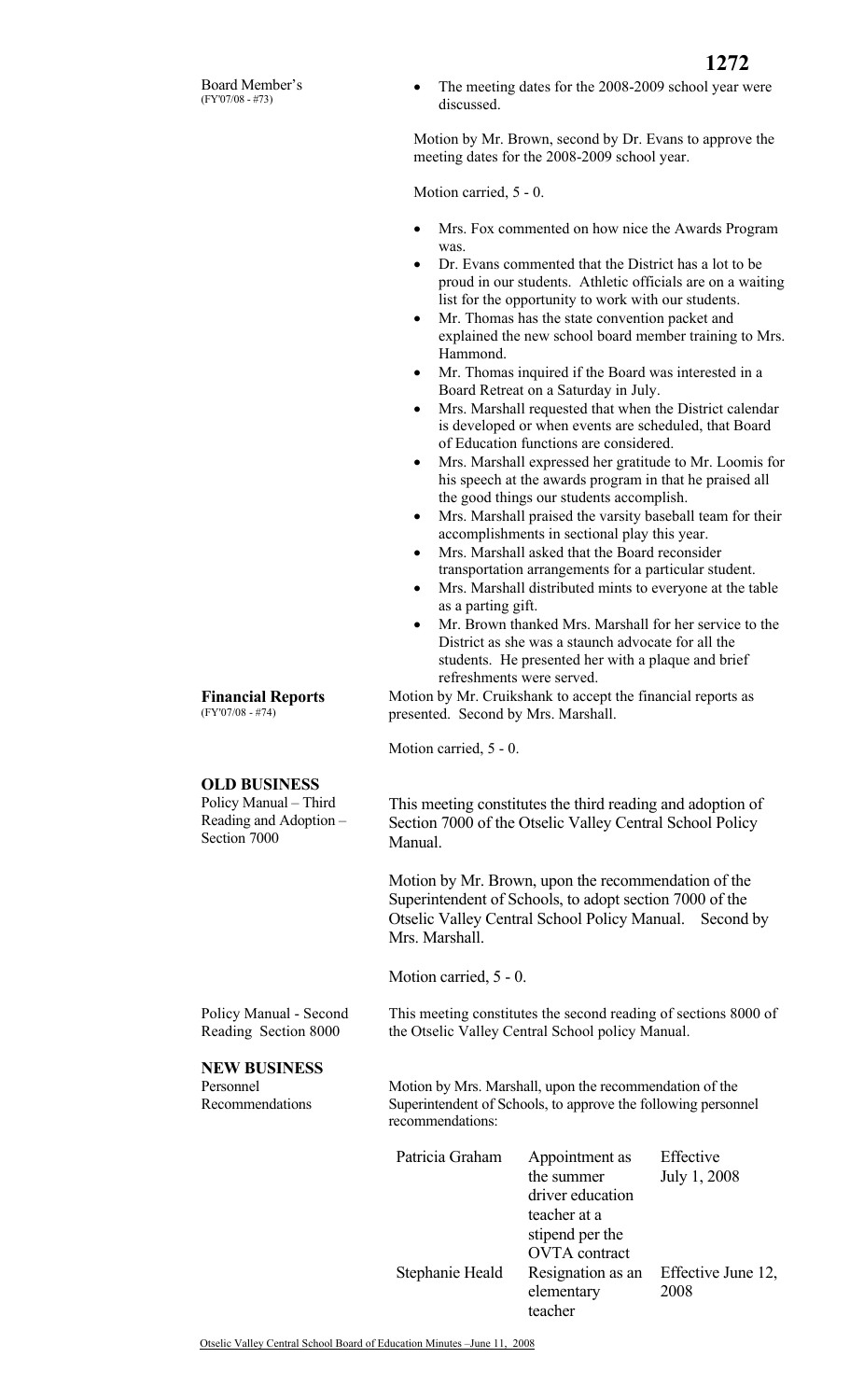**Board Member's**
(FY'07/08 - #73)

- The meeting dates for the 2008-2009 school year were discussed.

Motion by Mr. Brown, second by Dr. Evans to approve the meeting dates for the 2008-2009 school year.

Motion carried, 5 - 0.

- Mrs. Fox commented on how nice the Awards Program was.
- Dr. Evans commented that the District has a lot to be proud in our students. Athletic officials are on a waiting list for the opportunity to work with our students.
- Mr. Thomas has the state convention packet and explained the new school board member training to Mrs. Hammond.
- Mr. Thomas inquired if the Board was interested in a Board Retreat on a Saturday in July.
- Mrs. Marshall requested that when the District calendar is developed or when events are scheduled, that Board of Education functions are considered.
- Mrs. Marshall expressed her gratitude to Mr. Loomis for his speech at the awards program in that he praised all the good things our students accomplish.
- Mrs. Marshall praised the varsity baseball team for their accomplishments in sectional play this year.
- Mrs. Marshall asked that the Board reconsider transportation arrangements for a particular student.
- Mrs. Marshall distributed mints to everyone at the table as a parting gift.
- Mr. Brown thanked Mrs. Marshall for her service to the District as she was a staunch advocate for all the students. He presented her with a plaque and brief refreshments were served.

**Financial Reports**
(FY'07/08 - #74)

Motion by Mr. Cruikshank to accept the financial reports as presented. Second by Mrs. Marshall.

Motion carried, 5 - 0.

## OLD BUSINESS

**Policy Manual – Third Reading and Adoption – Section 7000**

This meeting constitutes the third reading and adoption of Section 7000 of the Otselic Valley Central School Policy Manual.

Motion by Mr. Brown, upon the recommendation of the Superintendent of Schools, to adopt section 7000 of the Otselic Valley Central School Policy Manual. Second by Mrs. Marshall.

Motion carried, 5 - 0.

**Policy Manual - Second Reading Section 8000**

This meeting constitutes the second reading of sections 8000 of the Otselic Valley Central School policy Manual.

## NEW BUSINESS

**Personnel Recommendations**

Motion by Mrs. Marshall, upon the recommendation of the Superintendent of Schools, to approve the following personnel recommendations:

| | | |
|---|---|---|
| Patricia Graham | Appointment as the summer driver education teacher at a stipend per the OVTA contract | Effective July 1, 2008 |
| Stephanie Heald | Resignation as an elementary teacher | Effective June 12, 2008 |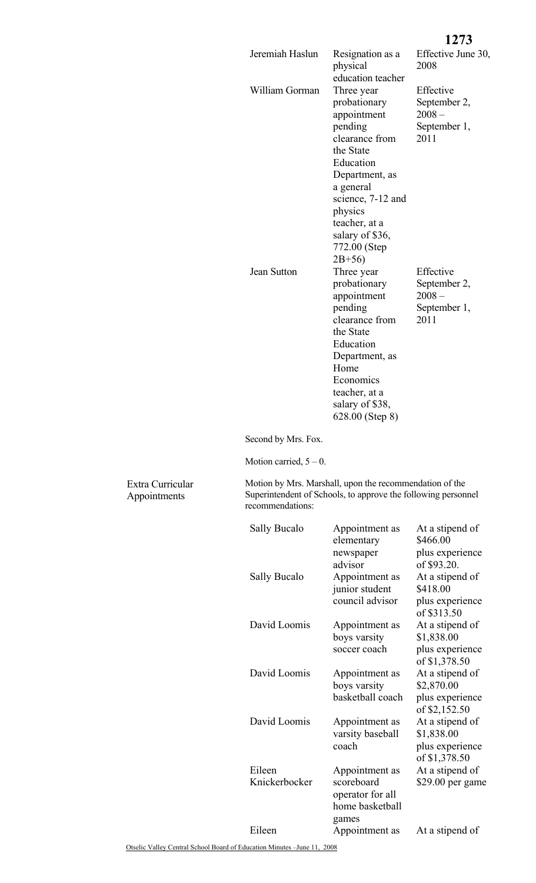| | | |
|---|---|---|
| Jeremiah Haslun | Resignation as a physical education teacher | Effective June 30, 2008 |
| William Gorman | Three year probationary appointment pending clearance from the State Education Department, as a general science, 7-12 and physics teacher, at a salary of $36, 772.00 (Step 2B+56) | Effective September 2, 2008 – September 1, 2011 |
| Jean Sutton | Three year probationary appointment pending clearance from the State Education Department, as Home Economics teacher, at a salary of $38, 628.00 (Step 8) | Effective September 2, 2008 – September 1, 2011 |

Second by Mrs. Fox.

Motion carried, 5 – 0.

**Extra Curricular Appointments**

Motion by Mrs. Marshall, upon the recommendation of the Superintendent of Schools, to approve the following personnel recommendations:

| | | |
|---|---|---|
| Sally Bucalo | Appointment as elementary newspaper advisor | At a stipend of $466.00 plus experience of $93.20. |
| Sally Bucalo | Appointment as junior student council advisor | At a stipend of $418.00 plus experience of $313.50 |
| David Loomis | Appointment as boys varsity soccer coach | At a stipend of $1,838.00 plus experience of $1,378.50 |
| David Loomis | Appointment as boys varsity basketball coach | At a stipend of $2,870.00 plus experience of $2,152.50 |
| David Loomis | Appointment as varsity baseball coach | At a stipend of $1,838.00 plus experience of $1,378.50 |
| Eileen Knickerbocker | Appointment as scoreboard operator for all home basketball games | At a stipend of $29.00 per game |
| Eileen | Appointment as | At a stipend of |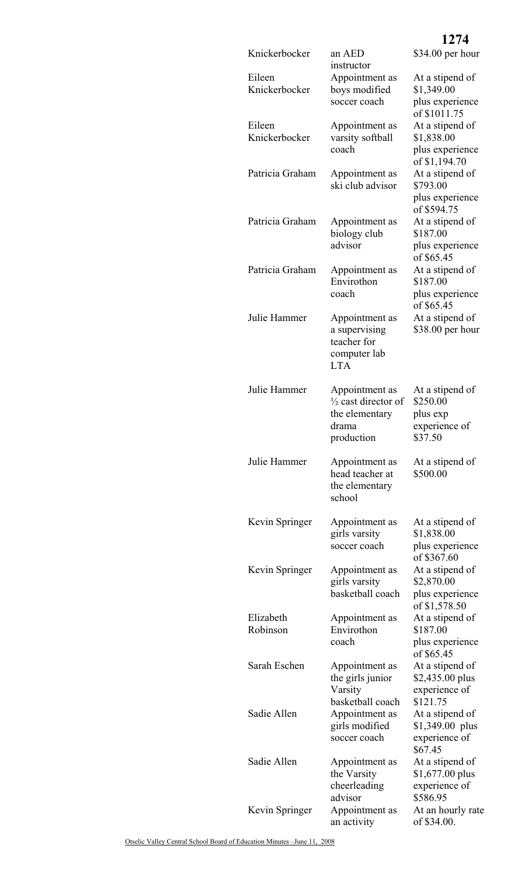| | | |
|---|---|---|
| Knickerbocker | an AED instructor | $34.00 per hour |
| Eileen Knickerbocker | Appointment as boys modified soccer coach | At a stipend of $1,349.00 plus experience of $1011.75 |
| Eileen Knickerbocker | Appointment as varsity softball coach | At a stipend of $1,838.00 plus experience of $1,194.70 |
| Patricia Graham | Appointment as ski club advisor | At a stipend of $793.00 plus experience of $594.75 |
| Patricia Graham | Appointment as biology club advisor | At a stipend of $187.00 plus experience of $65.45 |
| Patricia Graham | Appointment as Envirothon coach | At a stipend of $187.00 plus experience of $65.45 |
| Julie Hammer | Appointment as a supervising teacher for computer lab LTA | At a stipend of $38.00 per hour |
| Julie Hammer | Appointment as ½ cast director of the elementary drama production | At a stipend of $250.00 plus exp experience of $37.50 |
| Julie Hammer | Appointment as head teacher at the elementary school | At a stipend of $500.00 |
| Kevin Springer | Appointment as girls varsity soccer coach | At a stipend of $1,838.00 plus experience of $367.60 |
| Kevin Springer | Appointment as girls varsity basketball coach | At a stipend of $2,870.00 plus experience of $1,578.50 |
| Elizabeth Robinson | Appointment as Envirothon coach | At a stipend of $187.00 plus experience of $65.45 |
| Sarah Eschen | Appointment as the girls junior Varsity basketball coach | At a stipend of $2,435.00 plus experience of $121.75 |
| Sadie Allen | Appointment as girls modified soccer coach | At a stipend of $1,349.00 plus experience of $67.45 |
| Sadie Allen | Appointment as the Varsity cheerleading advisor | At a stipend of $1,677.00 plus experience of $586.95 |
| Kevin Springer | Appointment as an activity | At an hourly rate of $34.00. |

Otselic Valley Central School Board of Education Minutes –June 11, 2008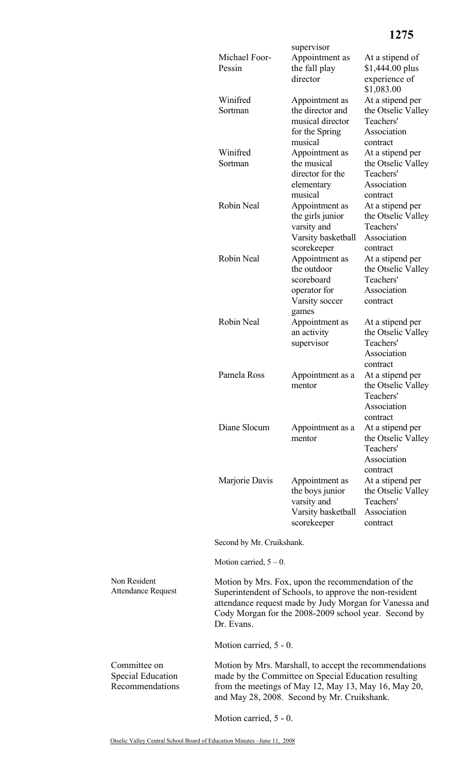| | | |
|---|---|---|
| | supervisor | |
| Michael Foor-Pessin | Appointment as the fall play director | At a stipend of $1,444.00 plus experience of $1,083.00 |
| Winifred Sortman | Appointment as the director and musical director for the Spring musical | At a stipend per the Otselic Valley Teachers' Association contract |
| Winifred Sortman | Appointment as the musical director for the elementary musical | At a stipend per the Otselic Valley Teachers' Association contract |
| Robin Neal | Appointment as the girls junior varsity and Varsity basketball scorekeeper | At a stipend per the Otselic Valley Teachers' Association contract |
| Robin Neal | Appointment as the outdoor scoreboard operator for Varsity soccer games | At a stipend per the Otselic Valley Teachers' Association contract |
| Robin Neal | Appointment as an activity supervisor | At a stipend per the Otselic Valley Teachers' Association contract |
| Pamela Ross | Appointment as a mentor | At a stipend per the Otselic Valley Teachers' Association contract |
| Diane Slocum | Appointment as a mentor | At a stipend per the Otselic Valley Teachers' Association contract |
| Marjorie Davis | Appointment as the boys junior varsity and Varsity basketball scorekeeper | At a stipend per the Otselic Valley Teachers' Association contract |

Second by Mr. Cruikshank.

Motion carried, 5 – 0.

**Non Resident Attendance Request**

Motion by Mrs. Fox, upon the recommendation of the Superintendent of Schools, to approve the non-resident attendance request made by Judy Morgan for Vanessa and Cody Morgan for the 2008-2009 school year. Second by Dr. Evans.

Motion carried, 5 - 0.

**Committee on Special Education Recommendations**

Motion by Mrs. Marshall, to accept the recommendations made by the Committee on Special Education resulting from the meetings of May 12, May 13, May 16, May 20, and May 28, 2008. Second by Mr. Cruikshank.

Motion carried, 5 - 0.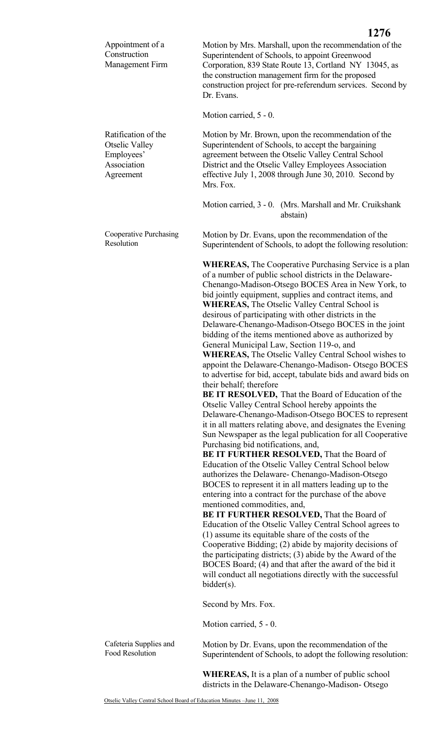**Appointment of a Construction Management Firm**

Motion by Mrs. Marshall, upon the recommendation of the Superintendent of Schools, to appoint Greenwood Corporation, 839 State Route 13, Cortland NY 13045, as the construction management firm for the proposed construction project for pre-referendum services. Second by Dr. Evans.

Motion carried, 5 - 0.

**Ratification of the Otselic Valley Employees' Association Agreement**

Motion by Mr. Brown, upon the recommendation of the Superintendent of Schools, to accept the bargaining agreement between the Otselic Valley Central School District and the Otselic Valley Employees Association effective July 1, 2008 through June 30, 2010. Second by Mrs. Fox.

Motion carried, 3 - 0. (Mrs. Marshall and Mr. Cruikshank abstain)

**Cooperative Purchasing Resolution**

Motion by Dr. Evans, upon the recommendation of the Superintendent of Schools, to adopt the following resolution:

**WHEREAS,** The Cooperative Purchasing Service is a plan of a number of public school districts in the Delaware-Chenango-Madison-Otsego BOCES Area in New York, to bid jointly equipment, supplies and contract items, and
**WHEREAS,** The Otselic Valley Central School is desirous of participating with other districts in the Delaware-Chenango-Madison-Otsego BOCES in the joint bidding of the items mentioned above as authorized by General Municipal Law, Section 119-o, and
**WHEREAS,** The Otselic Valley Central School wishes to appoint the Delaware-Chenango-Madison- Otsego BOCES to advertise for bid, accept, tabulate bids and award bids on their behalf; therefore
**BE IT RESOLVED,** That the Board of Education of the Otselic Valley Central School hereby appoints the Delaware-Chenango-Madison-Otsego BOCES to represent it in all matters relating above, and designates the Evening Sun Newspaper as the legal publication for all Cooperative Purchasing bid notifications, and,
**BE IT FURTHER RESOLVED,** That the Board of Education of the Otselic Valley Central School below authorizes the Delaware- Chenango-Madison-Otsego BOCES to represent it in all matters leading up to the entering into a contract for the purchase of the above mentioned commodities, and,
**BE IT FURTHER RESOLVED,** That the Board of Education of the Otselic Valley Central School agrees to (1) assume its equitable share of the costs of the Cooperative Bidding; (2) abide by majority decisions of the participating districts; (3) abide by the Award of the BOCES Board; (4) and that after the award of the bid it will conduct all negotiations directly with the successful bidder(s).

Second by Mrs. Fox.

Motion carried, 5 - 0.

**Cafeteria Supplies and Food Resolution**

Motion by Dr. Evans, upon the recommendation of the Superintendent of Schools, to adopt the following resolution:

**WHEREAS,** It is a plan of a number of public school districts in the Delaware-Chenango-Madison- Otsego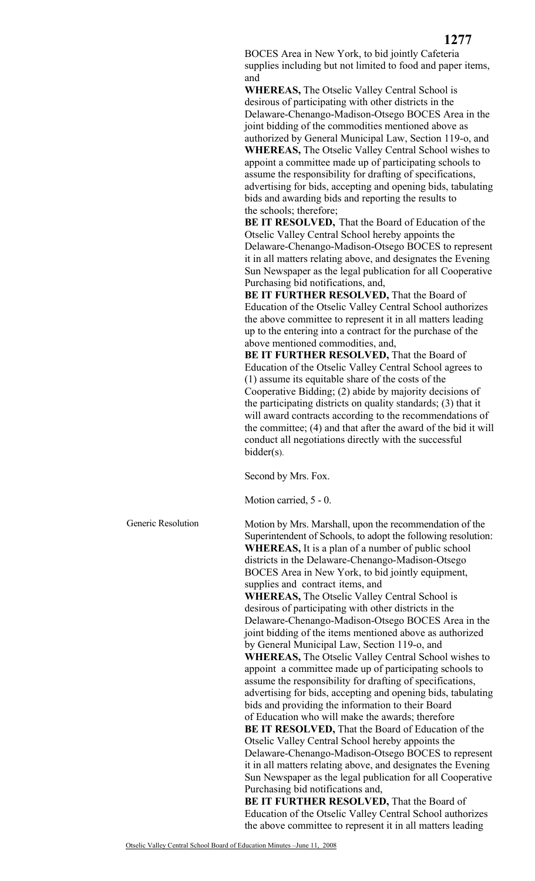BOCES Area in New York, to bid jointly Cafeteria supplies including but not limited to food and paper items, and

**WHEREAS,** The Otselic Valley Central School is desirous of participating with other districts in the Delaware-Chenango-Madison-Otsego BOCES Area in the joint bidding of the commodities mentioned above as authorized by General Municipal Law, Section 119-o, and

**WHEREAS,** The Otselic Valley Central School wishes to appoint a committee made up of participating schools to assume the responsibility for drafting of specifications, advertising for bids, accepting and opening bids, tabulating bids and awarding bids and reporting the results to the schools; therefore;

**BE IT RESOLVED,** That the Board of Education of the Otselic Valley Central School hereby appoints the Delaware-Chenango-Madison-Otsego BOCES to represent it in all matters relating above, and designates the Evening Sun Newspaper as the legal publication for all Cooperative Purchasing bid notifications, and,

**BE IT FURTHER RESOLVED,** That the Board of Education of the Otselic Valley Central School authorizes the above committee to represent it in all matters leading up to the entering into a contract for the purchase of the above mentioned commodities, and,

**BE IT FURTHER RESOLVED,** That the Board of Education of the Otselic Valley Central School agrees to (1) assume its equitable share of the costs of the Cooperative Bidding; (2) abide by majority decisions of the participating districts on quality standards; (3) that it will award contracts according to the recommendations of the committee; (4) and that after the award of the bid it will conduct all negotiations directly with the successful bidder(s).

Second by Mrs. Fox.

Motion carried, 5 - 0.

Generic Resolution

Motion by Mrs. Marshall, upon the recommendation of the Superintendent of Schools, to adopt the following resolution:

**WHEREAS,** It is a plan of a number of public school districts in the Delaware-Chenango-Madison-Otsego BOCES Area in New York, to bid jointly equipment, supplies and contract items, and

**WHEREAS,** The Otselic Valley Central School is desirous of participating with other districts in the Delaware-Chenango-Madison-Otsego BOCES Area in the joint bidding of the items mentioned above as authorized by General Municipal Law, Section 119-o, and

**WHEREAS,** The Otselic Valley Central School wishes to appoint a committee made up of participating schools to assume the responsibility for drafting of specifications, advertising for bids, accepting and opening bids, tabulating bids and providing the information to their Board of Education who will make the awards; therefore

**BE IT RESOLVED,** That the Board of Education of the Otselic Valley Central School hereby appoints the Delaware-Chenango-Madison-Otsego BOCES to represent it in all matters relating above, and designates the Evening Sun Newspaper as the legal publication for all Cooperative Purchasing bid notifications and,

**BE IT FURTHER RESOLVED,** That the Board of Education of the Otselic Valley Central School authorizes the above committee to represent it in all matters leading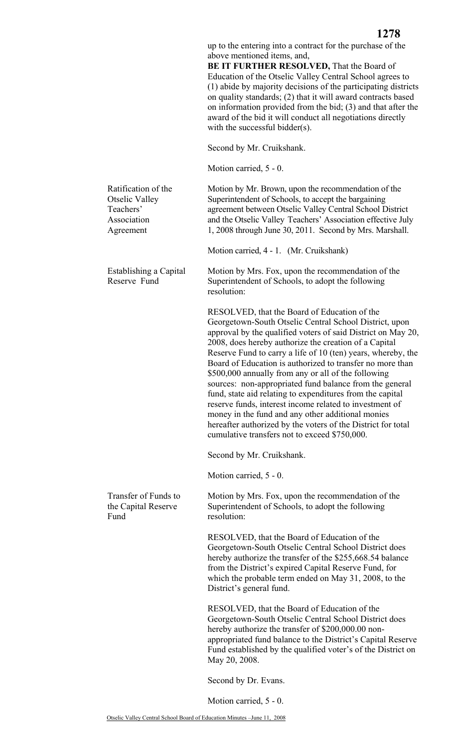up to the entering into a contract for the purchase of the above mentioned items, and,

**BE IT FURTHER RESOLVED,** That the Board of Education of the Otselic Valley Central School agrees to (1) abide by majority decisions of the participating districts on quality standards; (2) that it will award contracts based on information provided from the bid; (3) and that after the award of the bid it will conduct all negotiations directly with the successful bidder(s).

Second by Mr. Cruikshank.

Motion carried, 5 - 0.

**Ratification of the Otselic Valley Teachers' Association Agreement**

Motion by Mr. Brown, upon the recommendation of the Superintendent of Schools, to accept the bargaining agreement between Otselic Valley Central School District and the Otselic Valley Teachers' Association effective July 1, 2008 through June 30, 2011. Second by Mrs. Marshall.

Motion carried, 4 - 1. (Mr. Cruikshank)

**Establishing a Capital Reserve Fund**

Motion by Mrs. Fox, upon the recommendation of the Superintendent of Schools, to adopt the following resolution:

RESOLVED, that the Board of Education of the Georgetown-South Otselic Central School District, upon approval by the qualified voters of said District on May 20, 2008, does hereby authorize the creation of a Capital Reserve Fund to carry a life of 10 (ten) years, whereby, the Board of Education is authorized to transfer no more than $500,000 annually from any or all of the following sources: non-appropriated fund balance from the general fund, state aid relating to expenditures from the capital reserve funds, interest income related to investment of money in the fund and any other additional monies hereafter authorized by the voters of the District for total cumulative transfers not to exceed $750,000.

Second by Mr. Cruikshank.

Motion carried, 5 - 0.

**Transfer of Funds to the Capital Reserve Fund**

Motion by Mrs. Fox, upon the recommendation of the Superintendent of Schools, to adopt the following resolution:

RESOLVED, that the Board of Education of the Georgetown-South Otselic Central School District does hereby authorize the transfer of the $255,668.54 balance from the District's expired Capital Reserve Fund, for which the probable term ended on May 31, 2008, to the District's general fund.

RESOLVED, that the Board of Education of the Georgetown-South Otselic Central School District does hereby authorize the transfer of $200,000.00 non-appropriated fund balance to the District's Capital Reserve Fund established by the qualified voter's of the District on May 20, 2008.

Second by Dr. Evans.

Motion carried, 5 - 0.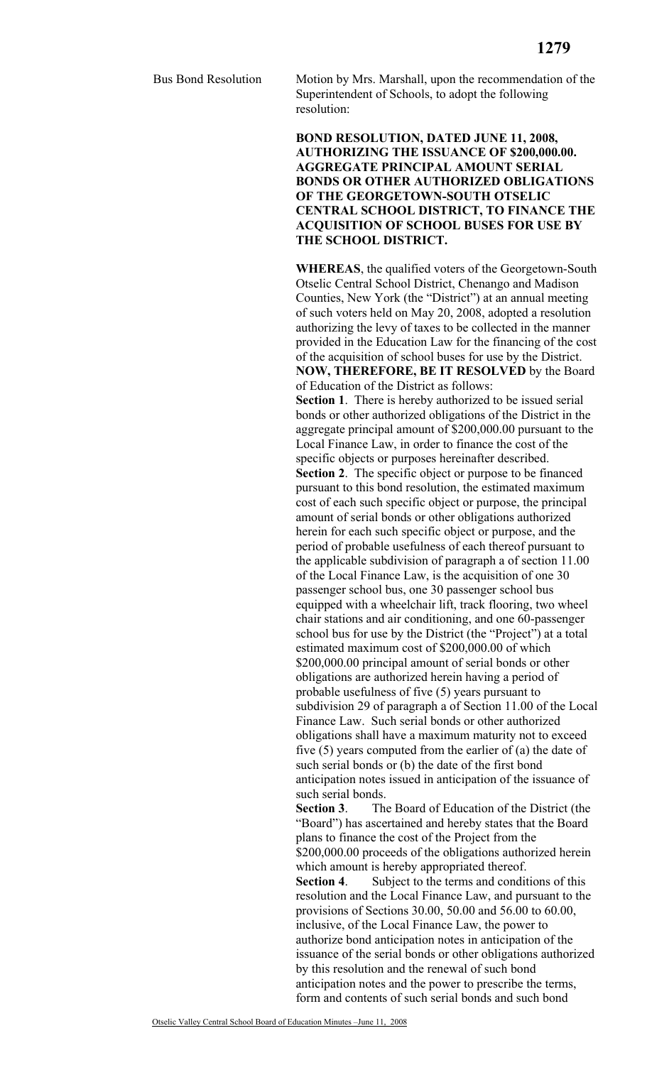Bus Bond Resolution

Motion by Mrs. Marshall, upon the recommendation of the Superintendent of Schools, to adopt the following resolution:

**BOND RESOLUTION, DATED JUNE 11, 2008, AUTHORIZING THE ISSUANCE OF $200,000.00. AGGREGATE PRINCIPAL AMOUNT SERIAL BONDS OR OTHER AUTHORIZED OBLIGATIONS OF THE GEORGETOWN-SOUTH OTSELIC CENTRAL SCHOOL DISTRICT, TO FINANCE THE ACQUISITION OF SCHOOL BUSES FOR USE BY THE SCHOOL DISTRICT.**

**WHEREAS**, the qualified voters of the Georgetown-South Otselic Central School District, Chenango and Madison Counties, New York (the "District") at an annual meeting of such voters held on May 20, 2008, adopted a resolution authorizing the levy of taxes to be collected in the manner provided in the Education Law for the financing of the cost of the acquisition of school buses for use by the District.

**NOW, THEREFORE, BE IT RESOLVED** by the Board of Education of the District as follows:

**Section 1**. There is hereby authorized to be issued serial bonds or other authorized obligations of the District in the aggregate principal amount of $200,000.00 pursuant to the Local Finance Law, in order to finance the cost of the specific objects or purposes hereinafter described.

**Section 2**. The specific object or purpose to be financed pursuant to this bond resolution, the estimated maximum cost of each such specific object or purpose, the principal amount of serial bonds or other obligations authorized herein for each such specific object or purpose, and the period of probable usefulness of each thereof pursuant to the applicable subdivision of paragraph a of section 11.00 of the Local Finance Law, is the acquisition of one 30 passenger school bus, one 30 passenger school bus equipped with a wheelchair lift, track flooring, two wheel chair stations and air conditioning, and one 60-passenger school bus for use by the District (the "Project") at a total estimated maximum cost of $200,000.00 of which $200,000.00 principal amount of serial bonds or other obligations are authorized herein having a period of probable usefulness of five (5) years pursuant to subdivision 29 of paragraph a of Section 11.00 of the Local Finance Law. Such serial bonds or other authorized obligations shall have a maximum maturity not to exceed five (5) years computed from the earlier of (a) the date of such serial bonds or (b) the date of the first bond anticipation notes issued in anticipation of the issuance of such serial bonds.

**Section 3**. The Board of Education of the District (the "Board") has ascertained and hereby states that the Board plans to finance the cost of the Project from the $200,000.00 proceeds of the obligations authorized herein which amount is hereby appropriated thereof.

**Section 4**. Subject to the terms and conditions of this resolution and the Local Finance Law, and pursuant to the provisions of Sections 30.00, 50.00 and 56.00 to 60.00, inclusive, of the Local Finance Law, the power to authorize bond anticipation notes in anticipation of the issuance of the serial bonds or other obligations authorized by this resolution and the renewal of such bond anticipation notes and the power to prescribe the terms, form and contents of such serial bonds and such bond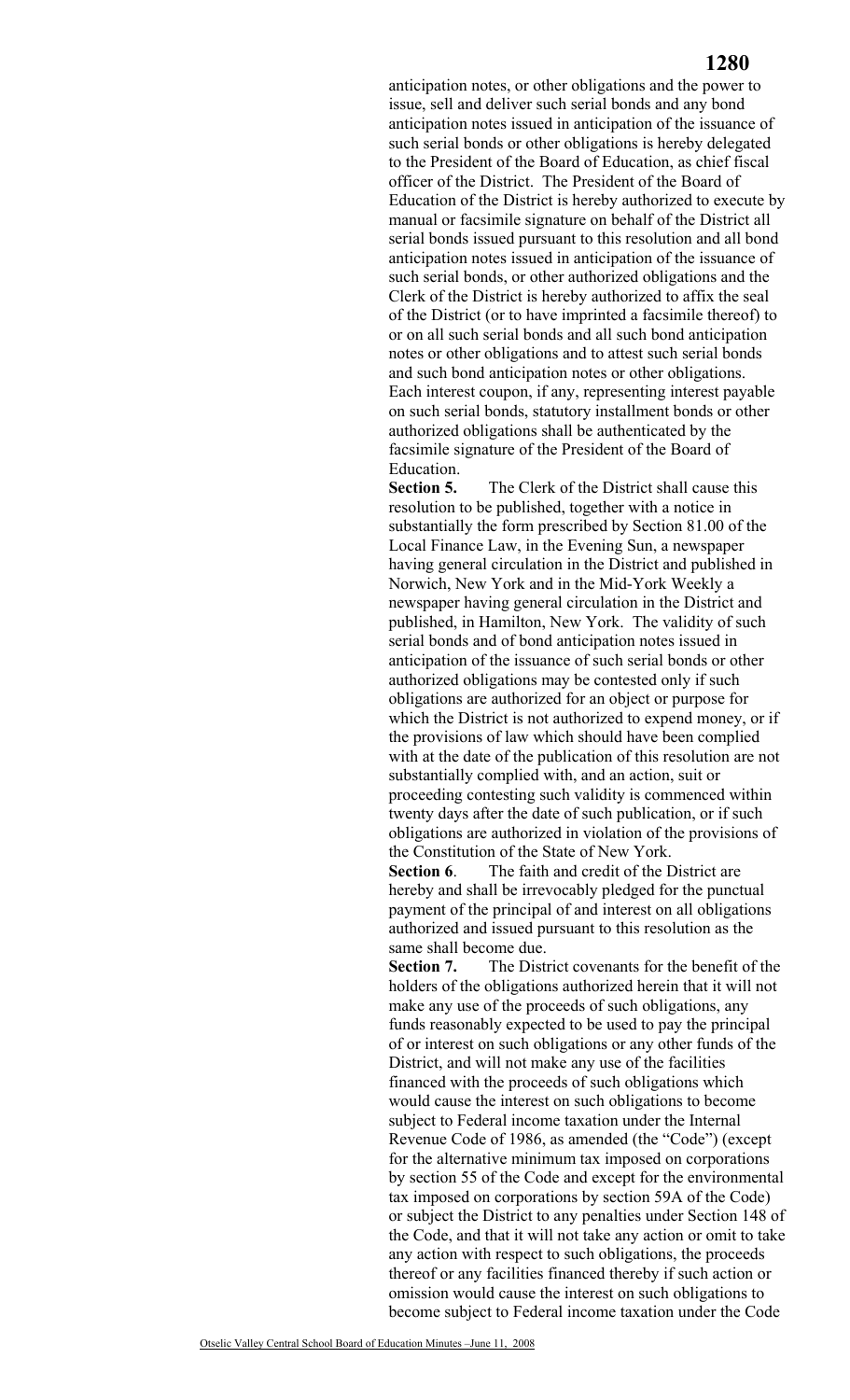anticipation notes, or other obligations and the power to issue, sell and deliver such serial bonds and any bond anticipation notes issued in anticipation of the issuance of such serial bonds or other obligations is hereby delegated to the President of the Board of Education, as chief fiscal officer of the District. The President of the Board of Education of the District is hereby authorized to execute by manual or facsimile signature on behalf of the District all serial bonds issued pursuant to this resolution and all bond anticipation notes issued in anticipation of the issuance of such serial bonds, or other authorized obligations and the Clerk of the District is hereby authorized to affix the seal of the District (or to have imprinted a facsimile thereof) to or on all such serial bonds and all such bond anticipation notes or other obligations and to attest such serial bonds and such bond anticipation notes or other obligations. Each interest coupon, if any, representing interest payable on such serial bonds, statutory installment bonds or other authorized obligations shall be authenticated by the facsimile signature of the President of the Board of Education.

**Section 5.** The Clerk of the District shall cause this resolution to be published, together with a notice in substantially the form prescribed by Section 81.00 of the Local Finance Law, in the Evening Sun, a newspaper having general circulation in the District and published in Norwich, New York and in the Mid-York Weekly a newspaper having general circulation in the District and published, in Hamilton, New York. The validity of such serial bonds and of bond anticipation notes issued in anticipation of the issuance of such serial bonds or other authorized obligations may be contested only if such obligations are authorized for an object or purpose for which the District is not authorized to expend money, or if the provisions of law which should have been complied with at the date of the publication of this resolution are not substantially complied with, and an action, suit or proceeding contesting such validity is commenced within twenty days after the date of such publication, or if such obligations are authorized in violation of the provisions of the Constitution of the State of New York.

**Section 6**. The faith and credit of the District are hereby and shall be irrevocably pledged for the punctual payment of the principal of and interest on all obligations authorized and issued pursuant to this resolution as the same shall become due.

**Section 7.** The District covenants for the benefit of the holders of the obligations authorized herein that it will not make any use of the proceeds of such obligations, any funds reasonably expected to be used to pay the principal of or interest on such obligations or any other funds of the District, and will not make any use of the facilities financed with the proceeds of such obligations which would cause the interest on such obligations to become subject to Federal income taxation under the Internal Revenue Code of 1986, as amended (the "Code") (except for the alternative minimum tax imposed on corporations by section 55 of the Code and except for the environmental tax imposed on corporations by section 59A of the Code) or subject the District to any penalties under Section 148 of the Code, and that it will not take any action or omit to take any action with respect to such obligations, the proceeds thereof or any facilities financed thereby if such action or omission would cause the interest on such obligations to become subject to Federal income taxation under the Code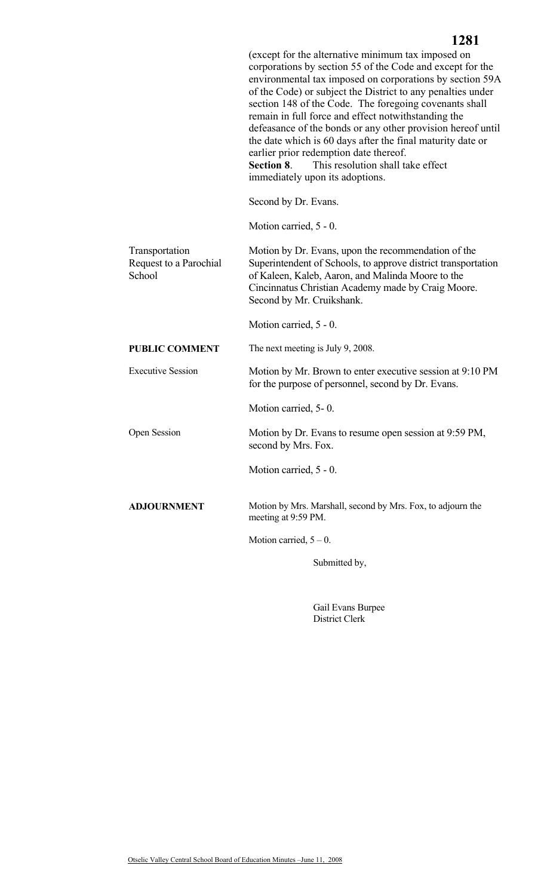(except for the alternative minimum tax imposed on corporations by section 55 of the Code and except for the environmental tax imposed on corporations by section 59A of the Code) or subject the District to any penalties under section 148 of the Code. The foregoing covenants shall remain in full force and effect notwithstanding the defeasance of the bonds or any other provision hereof until the date which is 60 days after the final maturity date or earlier prior redemption date thereof.

**Section 8**. This resolution shall take effect immediately upon its adoptions.

Second by Dr. Evans.

Motion carried, 5 - 0.

Transportation Request to a Parochial School

Motion by Dr. Evans, upon the recommendation of the Superintendent of Schools, to approve district transportation of Kaleen, Kaleb, Aaron, and Malinda Moore to the Cincinnatus Christian Academy made by Craig Moore. Second by Mr. Cruikshank.

Motion carried, 5 - 0.

**PUBLIC COMMENT**

The next meeting is July 9, 2008.

Executive Session

Motion by Mr. Brown to enter executive session at 9:10 PM for the purpose of personnel, second by Dr. Evans.

Motion carried, 5- 0.

Open Session

Motion by Dr. Evans to resume open session at 9:59 PM, second by Mrs. Fox.

Motion carried, 5 - 0.

**ADJOURNMENT**

Motion by Mrs. Marshall, second by Mrs. Fox, to adjourn the meeting at 9:59 PM.

Motion carried, 5 – 0.

Submitted by,

Gail Evans Burpee
District Clerk